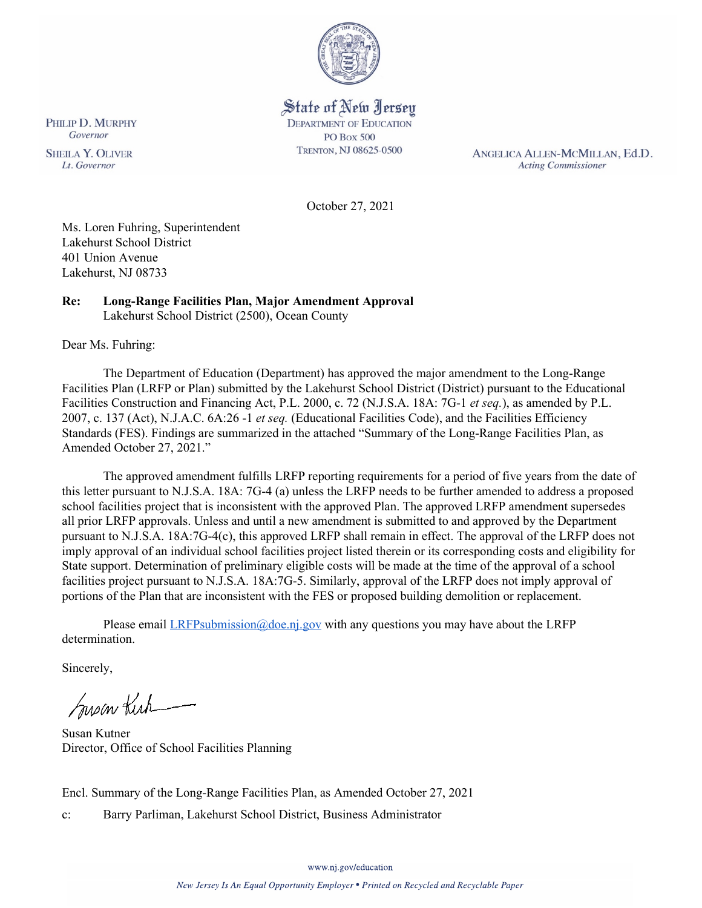State of New Jersey
DEPARTMENT OF EDUCATION
PO Box 500
TRENTON, NJ 08625-0500

PHILIP D. MURPHY
*Governor*

SHEILA Y. OLIVER
*Lt. Governor*

ANGELICA ALLEN-MCMILLAN, Ed.D.
*Acting Commissioner*

October 27, 2021

Ms. Loren Fuhring, Superintendent
Lakehurst School District
401 Union Avenue
Lakehurst, NJ 08733

**Re: Long-Range Facilities Plan, Major Amendment Approval**
Lakehurst School District (2500), Ocean County

Dear Ms. Fuhring:

The Department of Education (Department) has approved the major amendment to the Long-Range Facilities Plan (LRFP or Plan) submitted by the Lakehurst School District (District) pursuant to the Educational Facilities Construction and Financing Act, P.L. 2000, c. 72 (N.J.S.A. 18A: 7G-1 *et seq.*), as amended by P.L. 2007, c. 137 (Act), N.J.A.C. 6A:26 -1 *et seq.* (Educational Facilities Code), and the Facilities Efficiency Standards (FES). Findings are summarized in the attached "Summary of the Long-Range Facilities Plan, as Amended October 27, 2021."

The approved amendment fulfills LRFP reporting requirements for a period of five years from the date of this letter pursuant to N.J.S.A. 18A: 7G-4 (a) unless the LRFP needs to be further amended to address a proposed school facilities project that is inconsistent with the approved Plan. The approved LRFP amendment supersedes all prior LRFP approvals. Unless and until a new amendment is submitted to and approved by the Department pursuant to N.J.S.A. 18A:7G-4(c), this approved LRFP shall remain in effect. The approval of the LRFP does not imply approval of an individual school facilities project listed therein or its corresponding costs and eligibility for State support. Determination of preliminary eligible costs will be made at the time of the approval of a school facilities project pursuant to N.J.S.A. 18A:7G-5. Similarly, approval of the LRFP does not imply approval of portions of the Plan that are inconsistent with the FES or proposed building demolition or replacement.

Please email LRFPsubmission@doe.nj.gov with any questions you may have about the LRFP determination.

Sincerely,

Susan Kutner
Director, Office of School Facilities Planning

Encl. Summary of the Long-Range Facilities Plan, as Amended October 27, 2021

c: Barry Parliman, Lakehurst School District, Business Administrator

www.nj.gov/education

*New Jersey Is An Equal Opportunity Employer • Printed on Recycled and Recyclable Paper*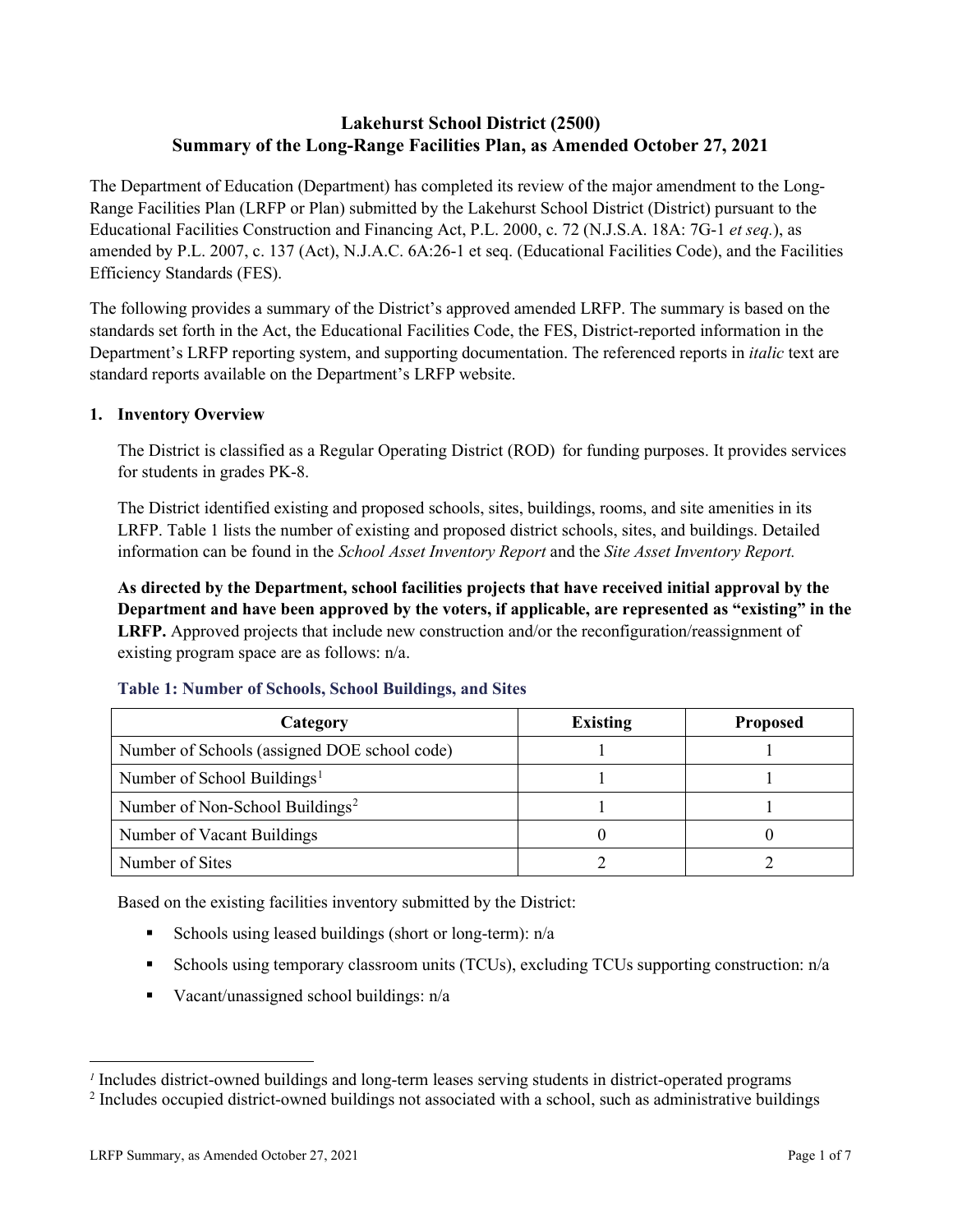# Lakehurst School District (2500)
# Summary of the Long-Range Facilities Plan, as Amended October 27, 2021

The Department of Education (Department) has completed its review of the major amendment to the Long-Range Facilities Plan (LRFP or Plan) submitted by the Lakehurst School District (District) pursuant to the Educational Facilities Construction and Financing Act, P.L. 2000, c. 72 (N.J.S.A. 18A: 7G-1 *et seq.*), as amended by P.L. 2007, c. 137 (Act), N.J.A.C. 6A:26-1 et seq. (Educational Facilities Code), and the Facilities Efficiency Standards (FES).

The following provides a summary of the District's approved amended LRFP. The summary is based on the standards set forth in the Act, the Educational Facilities Code, the FES, District-reported information in the Department's LRFP reporting system, and supporting documentation. The referenced reports in *italic* text are standard reports available on the Department's LRFP website.

## 1. Inventory Overview

The District is classified as a Regular Operating District (ROD) for funding purposes. It provides services for students in grades PK-8.

The District identified existing and proposed schools, sites, buildings, rooms, and site amenities in its LRFP. Table 1 lists the number of existing and proposed district schools, sites, and buildings. Detailed information can be found in the *School Asset Inventory Report* and the *Site Asset Inventory Report.*

**As directed by the Department, school facilities projects that have received initial approval by the Department and have been approved by the voters, if applicable, are represented as "existing" in the LRFP.** Approved projects that include new construction and/or the reconfiguration/reassignment of existing program space are as follows: n/a.

**Table 1: Number of Schools, School Buildings, and Sites**

| Category | Existing | Proposed |
|---|---|---|
| Number of Schools (assigned DOE school code) | 1 | 1 |
| Number of School Buildings[1] | 1 | 1 |
| Number of Non-School Buildings[2] | 1 | 1 |
| Number of Vacant Buildings | 0 | 0 |
| Number of Sites | 2 | 2 |

Based on the existing facilities inventory submitted by the District:

- Schools using leased buildings (short or long-term): n/a
- Schools using temporary classroom units (TCUs), excluding TCUs supporting construction: n/a
- Vacant/unassigned school buildings: n/a

[1] Includes district-owned buildings and long-term leases serving students in district-operated programs

[2] Includes occupied district-owned buildings not associated with a school, such as administrative buildings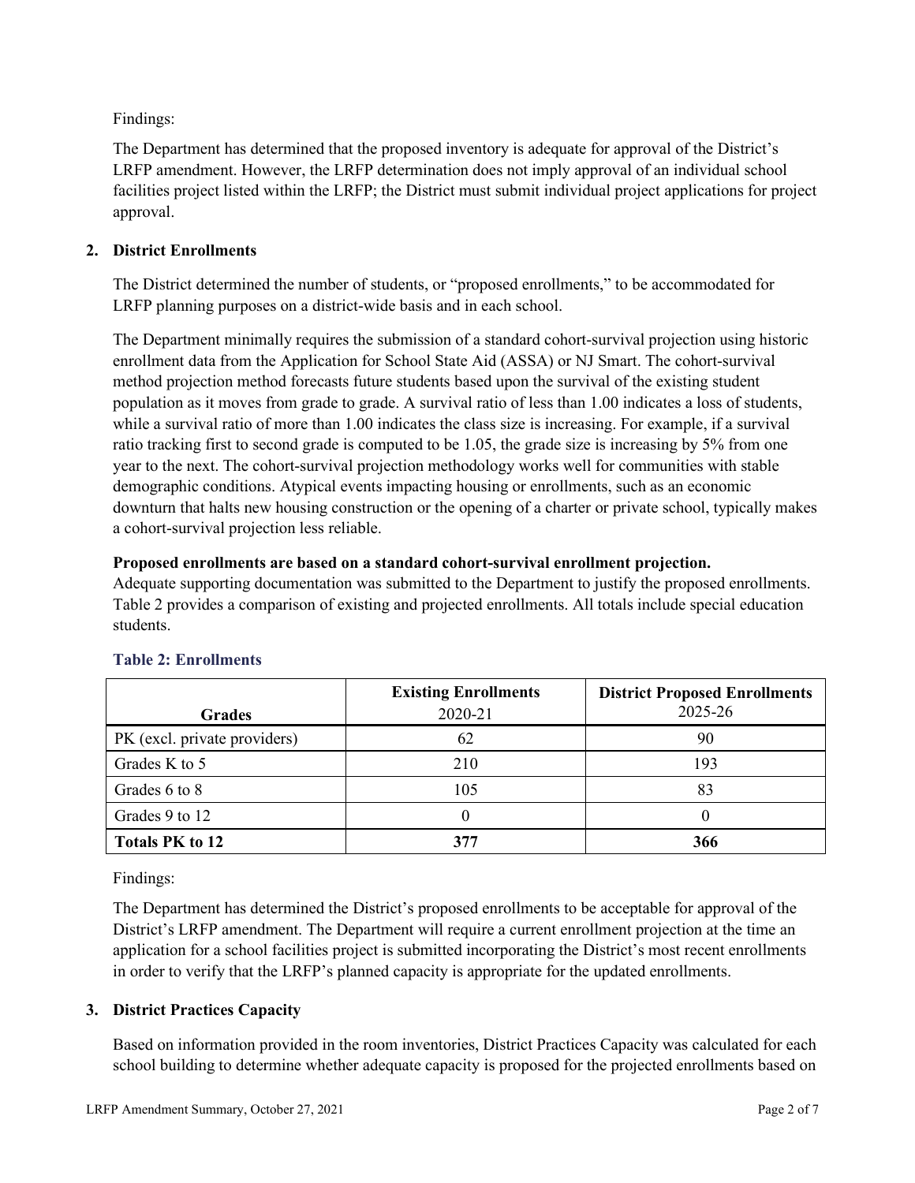Findings:

The Department has determined that the proposed inventory is adequate for approval of the District's LRFP amendment. However, the LRFP determination does not imply approval of an individual school facilities project listed within the LRFP; the District must submit individual project applications for project approval.

## 2. District Enrollments

The District determined the number of students, or "proposed enrollments," to be accommodated for LRFP planning purposes on a district-wide basis and in each school.

The Department minimally requires the submission of a standard cohort-survival projection using historic enrollment data from the Application for School State Aid (ASSA) or NJ Smart. The cohort-survival method projection method forecasts future students based upon the survival of the existing student population as it moves from grade to grade. A survival ratio of less than 1.00 indicates a loss of students, while a survival ratio of more than 1.00 indicates the class size is increasing. For example, if a survival ratio tracking first to second grade is computed to be 1.05, the grade size is increasing by 5% from one year to the next. The cohort-survival projection methodology works well for communities with stable demographic conditions. Atypical events impacting housing or enrollments, such as an economic downturn that halts new housing construction or the opening of a charter or private school, typically makes a cohort-survival projection less reliable.

**Proposed enrollments are based on a standard cohort-survival enrollment projection.**
Adequate supporting documentation was submitted to the Department to justify the proposed enrollments. Table 2 provides a comparison of existing and projected enrollments. All totals include special education students.

### Table 2: Enrollments

| Grades | Existing Enrollments 2020-21 | District Proposed Enrollments 2025-26 |
|---|---|---|
| PK (excl. private providers) | 62 | 90 |
| Grades K to 5 | 210 | 193 |
| Grades 6 to 8 | 105 | 83 |
| Grades 9 to 12 | 0 | 0 |
| **Totals PK to 12** | **377** | **366** |

Findings:

The Department has determined the District's proposed enrollments to be acceptable for approval of the District's LRFP amendment. The Department will require a current enrollment projection at the time an application for a school facilities project is submitted incorporating the District's most recent enrollments in order to verify that the LRFP's planned capacity is appropriate for the updated enrollments.

## 3. District Practices Capacity

Based on information provided in the room inventories, District Practices Capacity was calculated for each school building to determine whether adequate capacity is proposed for the projected enrollments based on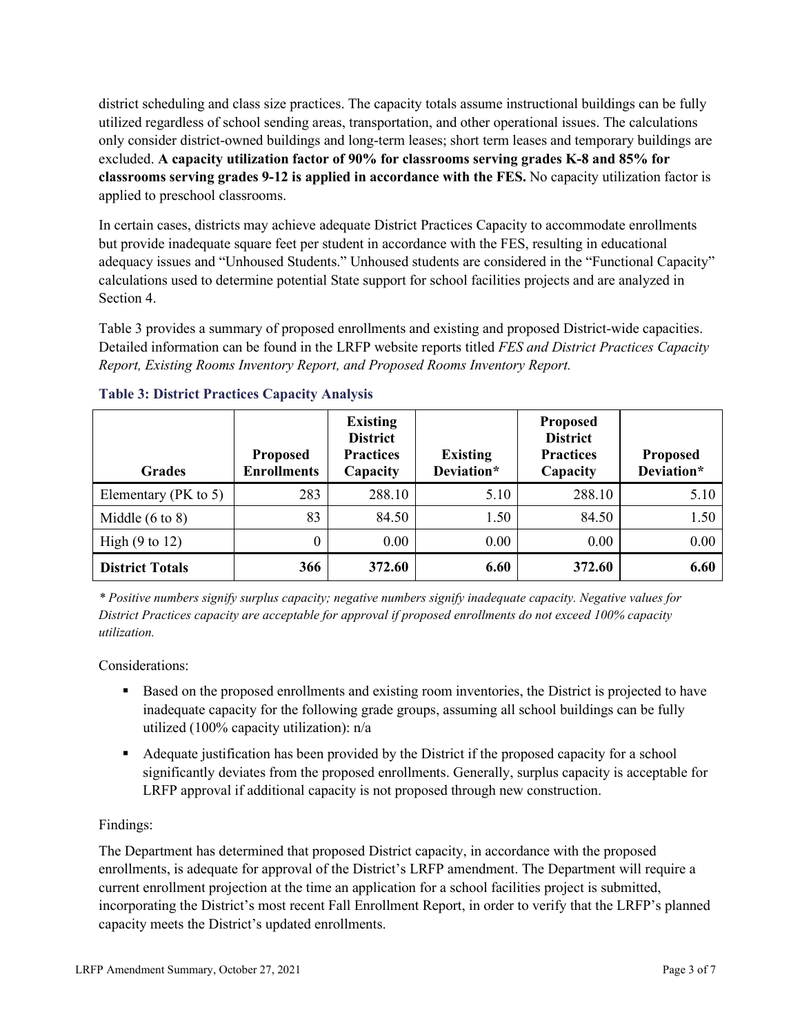district scheduling and class size practices. The capacity totals assume instructional buildings can be fully utilized regardless of school sending areas, transportation, and other operational issues. The calculations only consider district-owned buildings and long-term leases; short term leases and temporary buildings are excluded. **A capacity utilization factor of 90% for classrooms serving grades K-8 and 85% for classrooms serving grades 9-12 is applied in accordance with the FES.** No capacity utilization factor is applied to preschool classrooms.

In certain cases, districts may achieve adequate District Practices Capacity to accommodate enrollments but provide inadequate square feet per student in accordance with the FES, resulting in educational adequacy issues and "Unhoused Students." Unhoused students are considered in the "Functional Capacity" calculations used to determine potential State support for school facilities projects and are analyzed in Section 4.

Table 3 provides a summary of proposed enrollments and existing and proposed District-wide capacities. Detailed information can be found in the LRFP website reports titled *FES and District Practices Capacity Report, Existing Rooms Inventory Report, and Proposed Rooms Inventory Report.*

### Table 3: District Practices Capacity Analysis

| Grades | Proposed Enrollments | Existing District Practices Capacity | Existing Deviation* | Proposed District Practices Capacity | Proposed Deviation* |
|---|---|---|---|---|---|
| Elementary (PK to 5) | 283 | 288.10 | 5.10 | 288.10 | 5.10 |
| Middle (6 to 8) | 83 | 84.50 | 1.50 | 84.50 | 1.50 |
| High (9 to 12) | 0 | 0.00 | 0.00 | 0.00 | 0.00 |
| **District Totals** | **366** | **372.60** | **6.60** | **372.60** | **6.60** |

*\* Positive numbers signify surplus capacity; negative numbers signify inadequate capacity. Negative values for District Practices capacity are acceptable for approval if proposed enrollments do not exceed 100% capacity utilization.*

Considerations:

- Based on the proposed enrollments and existing room inventories, the District is projected to have inadequate capacity for the following grade groups, assuming all school buildings can be fully utilized (100% capacity utilization): n/a
- Adequate justification has been provided by the District if the proposed capacity for a school significantly deviates from the proposed enrollments. Generally, surplus capacity is acceptable for LRFP approval if additional capacity is not proposed through new construction.

Findings:

The Department has determined that proposed District capacity, in accordance with the proposed enrollments, is adequate for approval of the District's LRFP amendment. The Department will require a current enrollment projection at the time an application for a school facilities project is submitted, incorporating the District's most recent Fall Enrollment Report, in order to verify that the LRFP's planned capacity meets the District's updated enrollments.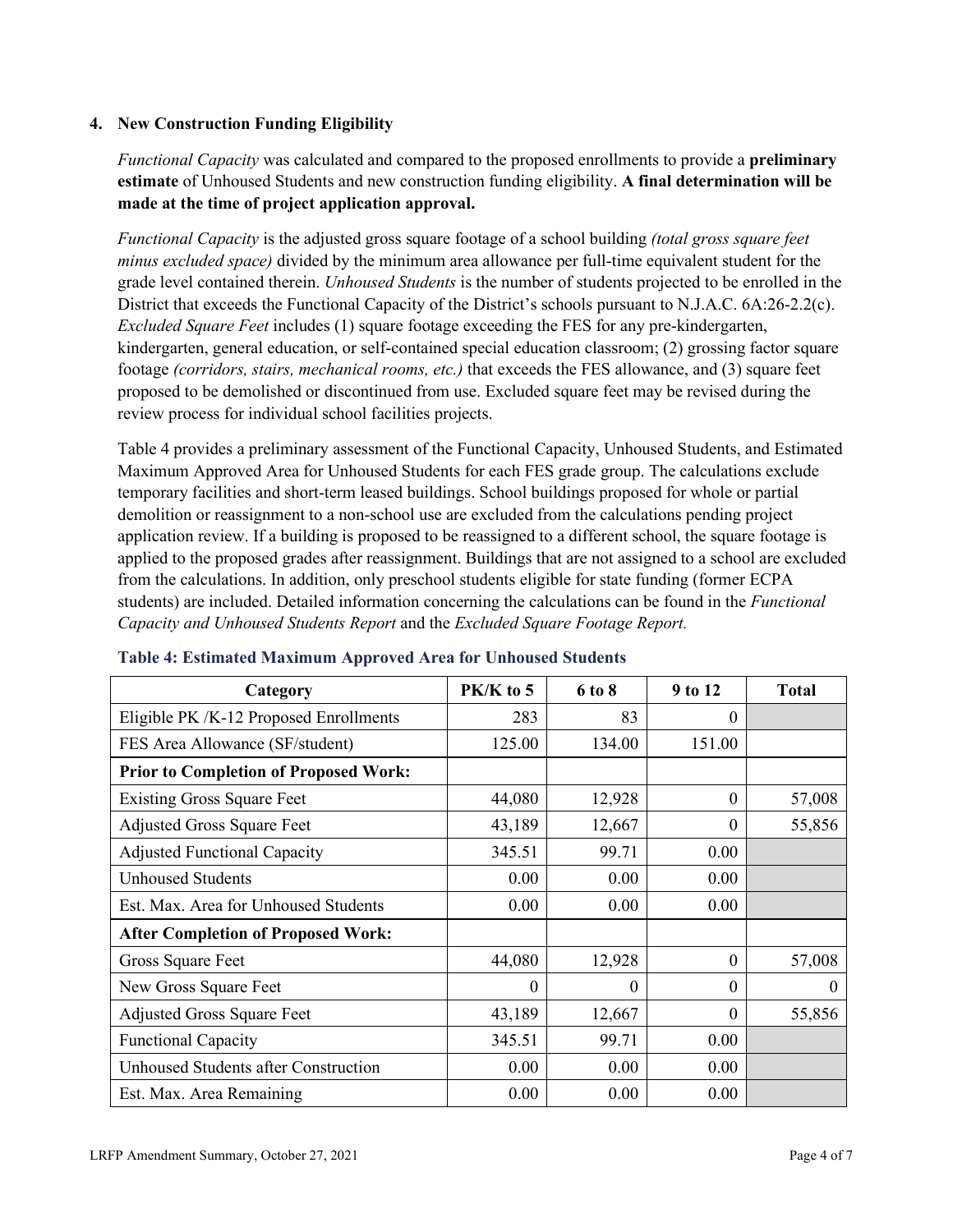### 4. New Construction Funding Eligibility

*Functional Capacity* was calculated and compared to the proposed enrollments to provide a **preliminary estimate** of Unhoused Students and new construction funding eligibility. **A final determination will be made at the time of project application approval.**

*Functional Capacity* is the adjusted gross square footage of a school building *(total gross square feet minus excluded space)* divided by the minimum area allowance per full-time equivalent student for the grade level contained therein. *Unhoused Students* is the number of students projected to be enrolled in the District that exceeds the Functional Capacity of the District's schools pursuant to N.J.A.C. 6A:26-2.2(c). *Excluded Square Feet* includes (1) square footage exceeding the FES for any pre-kindergarten, kindergarten, general education, or self-contained special education classroom; (2) grossing factor square footage *(corridors, stairs, mechanical rooms, etc.)* that exceeds the FES allowance, and (3) square feet proposed to be demolished or discontinued from use. Excluded square feet may be revised during the review process for individual school facilities projects.

Table 4 provides a preliminary assessment of the Functional Capacity, Unhoused Students, and Estimated Maximum Approved Area for Unhoused Students for each FES grade group. The calculations exclude temporary facilities and short-term leased buildings. School buildings proposed for whole or partial demolition or reassignment to a non-school use are excluded from the calculations pending project application review. If a building is proposed to be reassigned to a different school, the square footage is applied to the proposed grades after reassignment. Buildings that are not assigned to a school are excluded from the calculations. In addition, only preschool students eligible for state funding (former ECPA students) are included. Detailed information concerning the calculations can be found in the *Functional Capacity and Unhoused Students Report* and the *Excluded Square Footage Report.*

**Table 4: Estimated Maximum Approved Area for Unhoused Students**

| Category | PK/K to 5 | 6 to 8 | 9 to 12 | Total |
|---|---|---|---|---|
| Eligible PK /K-12 Proposed Enrollments | 283 | 83 | 0 | |
| FES Area Allowance (SF/student) | 125.00 | 134.00 | 151.00 | |
| **Prior to Completion of Proposed Work:** | | | | |
| Existing Gross Square Feet | 44,080 | 12,928 | 0 | 57,008 |
| Adjusted Gross Square Feet | 43,189 | 12,667 | 0 | 55,856 |
| Adjusted Functional Capacity | 345.51 | 99.71 | 0.00 | |
| Unhoused Students | 0.00 | 0.00 | 0.00 | |
| Est. Max. Area for Unhoused Students | 0.00 | 0.00 | 0.00 | |
| **After Completion of Proposed Work:** | | | | |
| Gross Square Feet | 44,080 | 12,928 | 0 | 57,008 |
| New Gross Square Feet | 0 | 0 | 0 | 0 |
| Adjusted Gross Square Feet | 43,189 | 12,667 | 0 | 55,856 |
| Functional Capacity | 345.51 | 99.71 | 0.00 | |
| Unhoused Students after Construction | 0.00 | 0.00 | 0.00 | |
| Est. Max. Area Remaining | 0.00 | 0.00 | 0.00 | |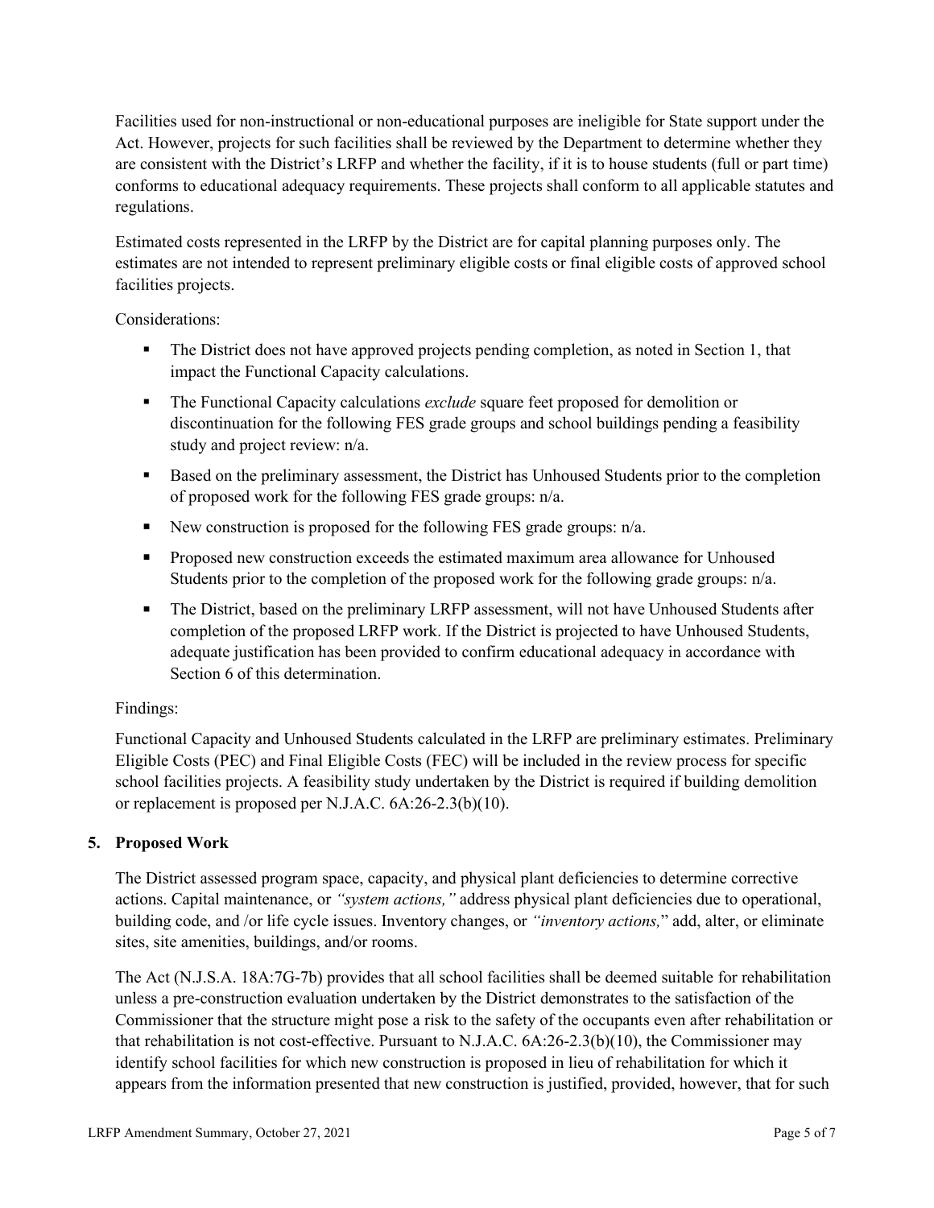Facilities used for non-instructional or non-educational purposes are ineligible for State support under the Act. However, projects for such facilities shall be reviewed by the Department to determine whether they are consistent with the District's LRFP and whether the facility, if it is to house students (full or part time) conforms to educational adequacy requirements. These projects shall conform to all applicable statutes and regulations.

Estimated costs represented in the LRFP by the District are for capital planning purposes only. The estimates are not intended to represent preliminary eligible costs or final eligible costs of approved school facilities projects.

Considerations:

- The District does not have approved projects pending completion, as noted in Section 1, that impact the Functional Capacity calculations.
- The Functional Capacity calculations *exclude* square feet proposed for demolition or discontinuation for the following FES grade groups and school buildings pending a feasibility study and project review: n/a.
- Based on the preliminary assessment, the District has Unhoused Students prior to the completion of proposed work for the following FES grade groups: n/a.
- New construction is proposed for the following FES grade groups: n/a.
- Proposed new construction exceeds the estimated maximum area allowance for Unhoused Students prior to the completion of the proposed work for the following grade groups: n/a.
- The District, based on the preliminary LRFP assessment, will not have Unhoused Students after completion of the proposed LRFP work. If the District is projected to have Unhoused Students, adequate justification has been provided to confirm educational adequacy in accordance with Section 6 of this determination.

Findings:

Functional Capacity and Unhoused Students calculated in the LRFP are preliminary estimates. Preliminary Eligible Costs (PEC) and Final Eligible Costs (FEC) will be included in the review process for specific school facilities projects. A feasibility study undertaken by the District is required if building demolition or replacement is proposed per N.J.A.C. 6A:26-2.3(b)(10).

## 5. Proposed Work

The District assessed program space, capacity, and physical plant deficiencies to determine corrective actions. Capital maintenance, or *"system actions,"* address physical plant deficiencies due to operational, building code, and /or life cycle issues. Inventory changes, or *"inventory actions,"* add, alter, or eliminate sites, site amenities, buildings, and/or rooms.

The Act (N.J.S.A. 18A:7G-7b) provides that all school facilities shall be deemed suitable for rehabilitation unless a pre-construction evaluation undertaken by the District demonstrates to the satisfaction of the Commissioner that the structure might pose a risk to the safety of the occupants even after rehabilitation or that rehabilitation is not cost-effective. Pursuant to N.J.A.C. 6A:26-2.3(b)(10), the Commissioner may identify school facilities for which new construction is proposed in lieu of rehabilitation for which it appears from the information presented that new construction is justified, provided, however, that for such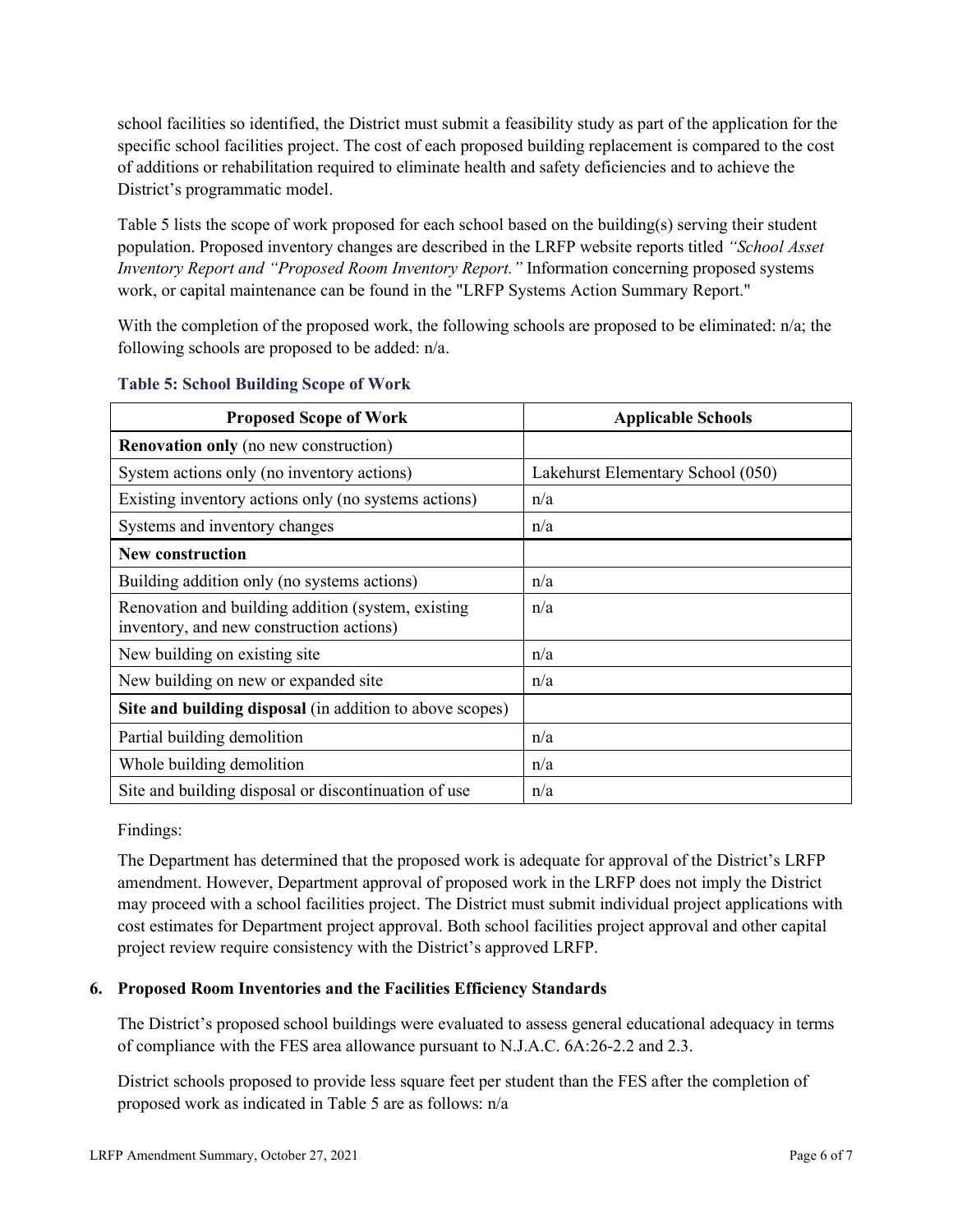school facilities so identified, the District must submit a feasibility study as part of the application for the specific school facilities project. The cost of each proposed building replacement is compared to the cost of additions or rehabilitation required to eliminate health and safety deficiencies and to achieve the District's programmatic model.

Table 5 lists the scope of work proposed for each school based on the building(s) serving their student population. Proposed inventory changes are described in the LRFP website reports titled *"School Asset Inventory Report and "Proposed Room Inventory Report."* Information concerning proposed systems work, or capital maintenance can be found in the "LRFP Systems Action Summary Report."

With the completion of the proposed work, the following schools are proposed to be eliminated: n/a; the following schools are proposed to be added: n/a.

**Table 5: School Building Scope of Work**

| Proposed Scope of Work | Applicable Schools |
|---|---|
| **Renovation only** (no new construction) | |
| System actions only (no inventory actions) | Lakehurst Elementary School (050) |
| Existing inventory actions only (no systems actions) | n/a |
| Systems and inventory changes | n/a |
| **New construction** | |
| Building addition only (no systems actions) | n/a |
| Renovation and building addition (system, existing inventory, and new construction actions) | n/a |
| New building on existing site | n/a |
| New building on new or expanded site | n/a |
| **Site and building disposal** (in addition to above scopes) | |
| Partial building demolition | n/a |
| Whole building demolition | n/a |
| Site and building disposal or discontinuation of use | n/a |

Findings:

The Department has determined that the proposed work is adequate for approval of the District's LRFP amendment. However, Department approval of proposed work in the LRFP does not imply the District may proceed with a school facilities project. The District must submit individual project applications with cost estimates for Department project approval. Both school facilities project approval and other capital project review require consistency with the District's approved LRFP.

## 6. Proposed Room Inventories and the Facilities Efficiency Standards

The District's proposed school buildings were evaluated to assess general educational adequacy in terms of compliance with the FES area allowance pursuant to N.J.A.C. 6A:26-2.2 and 2.3.

District schools proposed to provide less square feet per student than the FES after the completion of proposed work as indicated in Table 5 are as follows: n/a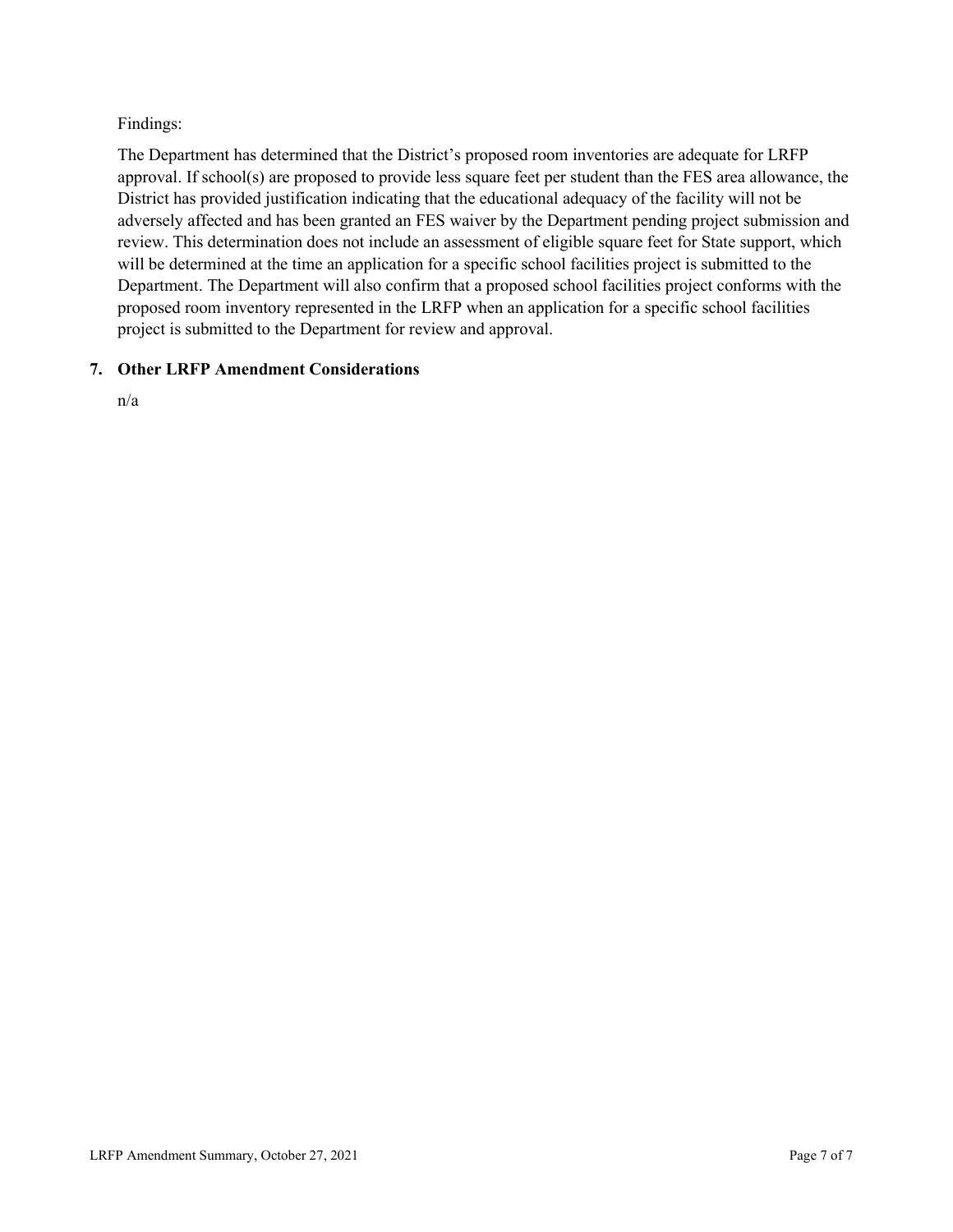Findings:

The Department has determined that the District's proposed room inventories are adequate for LRFP approval. If school(s) are proposed to provide less square feet per student than the FES area allowance, the District has provided justification indicating that the educational adequacy of the facility will not be adversely affected and has been granted an FES waiver by the Department pending project submission and review. This determination does not include an assessment of eligible square feet for State support, which will be determined at the time an application for a specific school facilities project is submitted to the Department. The Department will also confirm that a proposed school facilities project conforms with the proposed room inventory represented in the LRFP when an application for a specific school facilities project is submitted to the Department for review and approval.

## 7. Other LRFP Amendment Considerations

n/a